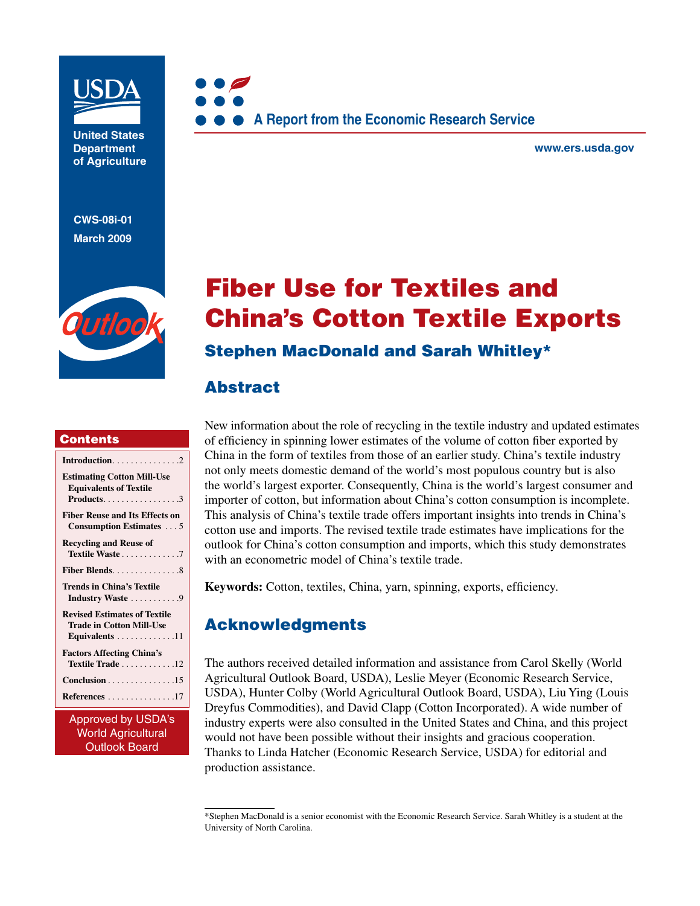United States Department of Agriculture

A Report from the Economic Research Service

www.ers.usda.gov

CWS-08i-01
March 2009

Outlook

# Fiber Use for Textiles and China's Cotton Textile Exports

## Stephen MacDonald and Sarah Whitley*

## Abstract

New information about the role of recycling in the textile industry and updated estimates of efficiency in spinning lower estimates of the volume of cotton fiber exported by China in the form of textiles from those of an earlier study. China's textile industry not only meets domestic demand of the world's most populous country but is also the world's largest exporter. Consequently, China is the world's largest consumer and importer of cotton, but information about China's cotton consumption is incomplete. This analysis of China's textile trade offers important insights into trends in China's cotton use and imports. The revised textile trade estimates have implications for the outlook for China's cotton consumption and imports, which this study demonstrates with an econometric model of China's textile trade.

**Keywords:** Cotton, textiles, China, yarn, spinning, exports, efficiency.

## Acknowledgments

The authors received detailed information and assistance from Carol Skelly (World Agricultural Outlook Board, USDA), Leslie Meyer (Economic Research Service, USDA), Hunter Colby (World Agricultural Outlook Board, USDA), Liu Ying (Louis Dreyfus Commodities), and David Clapp (Cotton Incorporated). A wide number of industry experts were also consulted in the United States and China, and this project would not have been possible without their insights and gracious cooperation. Thanks to Linda Hatcher (Economic Research Service, USDA) for editorial and production assistance.

## Contents

- **Introduction** . . . . . . . . . . . . . . 2
- **Estimating Cotton Mill-Use Equivalents of Textile Products** . . . . . . . . . . . . . . . . 3
- **Fiber Reuse and Its Effects on Consumption Estimates** . . . 5
- **Recycling and Reuse of Textile Waste** . . . . . . . . . . . . 7
- **Fiber Blends** . . . . . . . . . . . . . . 8
- **Trends in China's Textile Industry Waste** . . . . . . . . . . 9
- **Revised Estimates of Textile Trade in Cotton Mill-Use Equivalents** . . . . . . . . . . . . 11
- **Factors Affecting China's Textile Trade** . . . . . . . . . . . 12
- **Conclusion** . . . . . . . . . . . . . . 15
- **References** . . . . . . . . . . . . . . 17

Approved by USDA's World Agricultural Outlook Board

*Stephen MacDonald is a senior economist with the Economic Research Service. Sarah Whitley is a student at the University of North Carolina.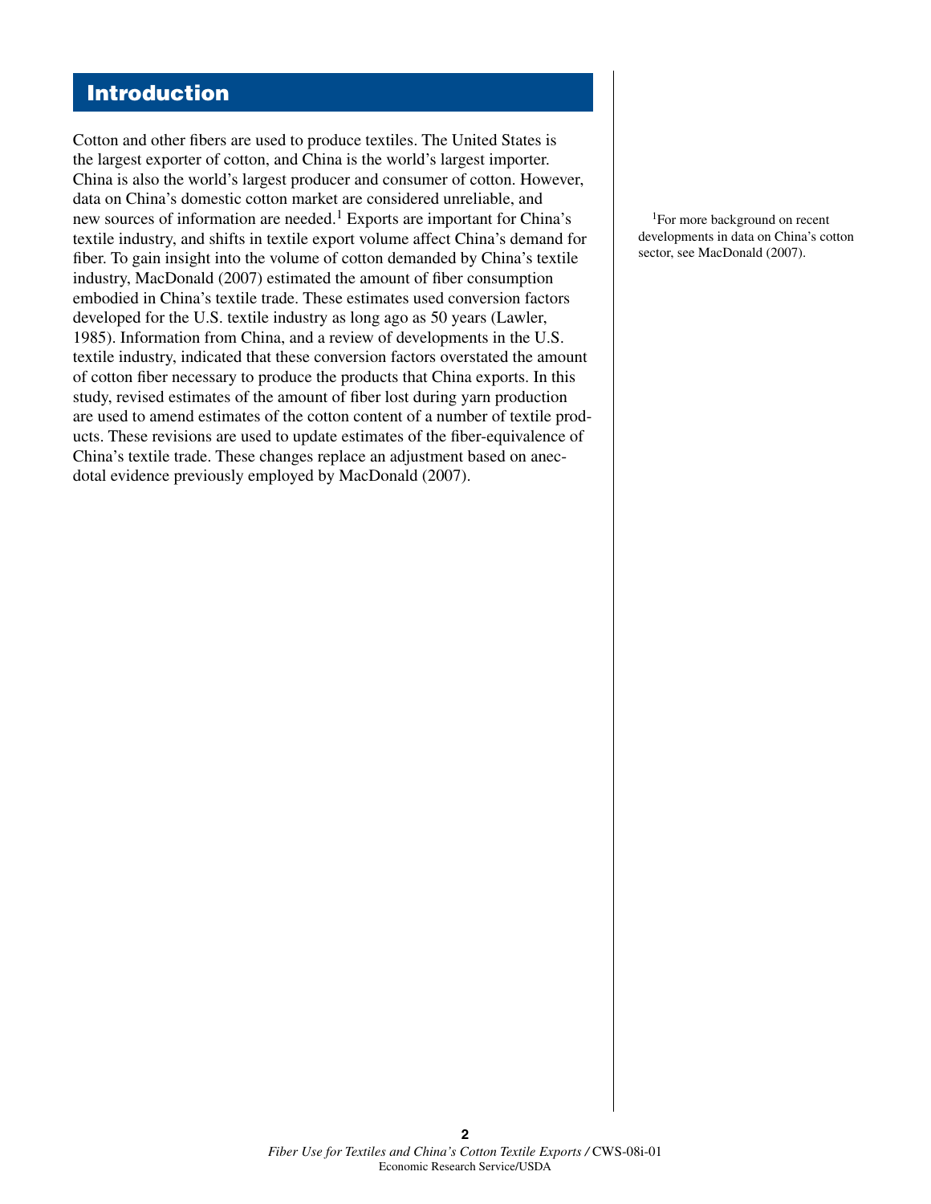# Introduction

Cotton and other fibers are used to produce textiles. The United States is the largest exporter of cotton, and China is the world's largest importer. China is also the world's largest producer and consumer of cotton. However, data on China's domestic cotton market are considered unreliable, and new sources of information are needed.[1] Exports are important for China's textile industry, and shifts in textile export volume affect China's demand for fiber. To gain insight into the volume of cotton demanded by China's textile industry, MacDonald (2007) estimated the amount of fiber consumption embodied in China's textile trade. These estimates used conversion factors developed for the U.S. textile industry as long ago as 50 years (Lawler, 1985). Information from China, and a review of developments in the U.S. textile industry, indicated that these conversion factors overstated the amount of cotton fiber necessary to produce the products that China exports. In this study, revised estimates of the amount of fiber lost during yarn production are used to amend estimates of the cotton content of a number of textile products. These revisions are used to update estimates of the fiber-equivalence of China's textile trade. These changes replace an adjustment based on anecdotal evidence previously employed by MacDonald (2007).

[1]For more background on recent developments in data on China's cotton sector, see MacDonald (2007).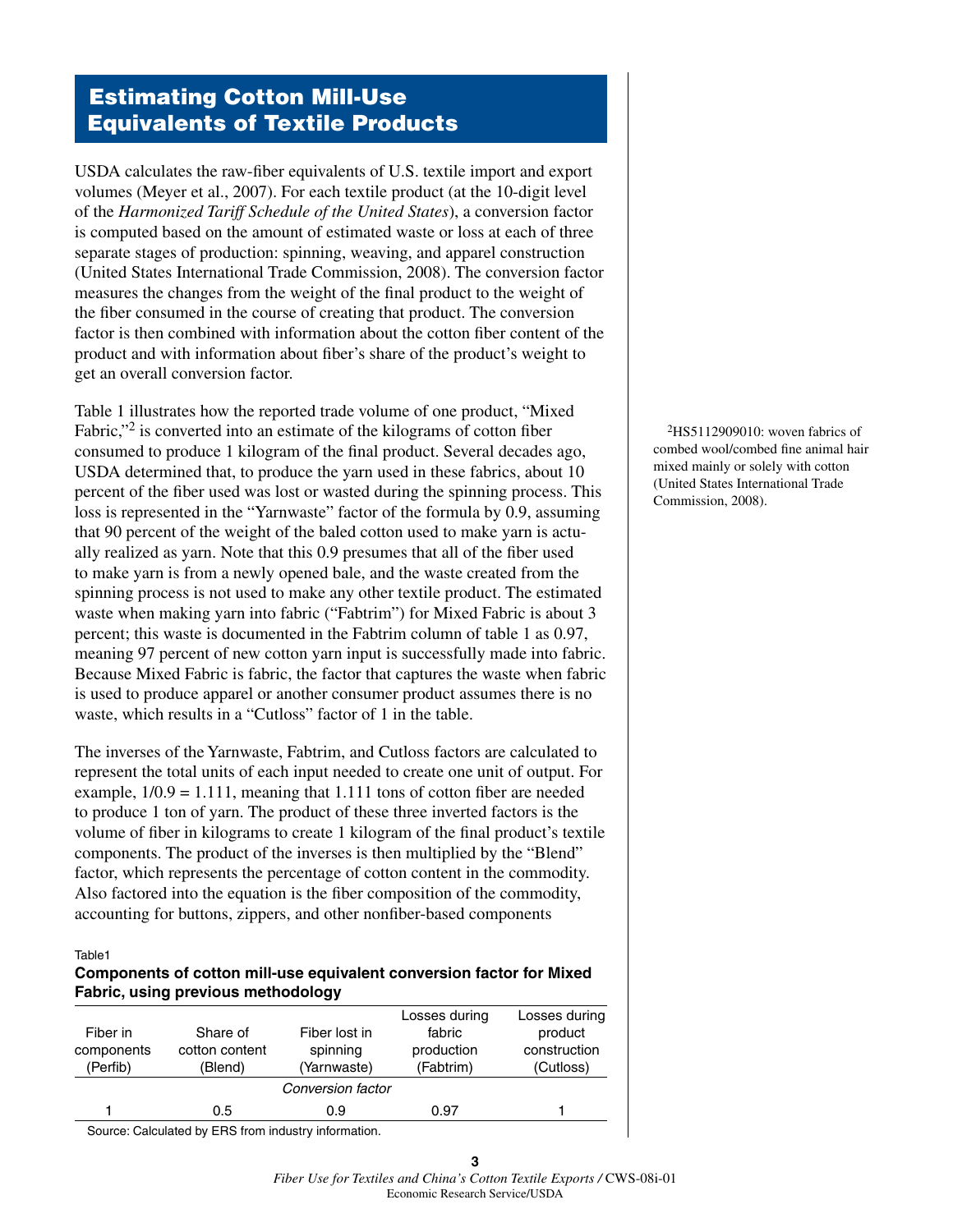## Estimating Cotton Mill-Use Equivalents of Textile Products

USDA calculates the raw-fiber equivalents of U.S. textile import and export volumes (Meyer et al., 2007). For each textile product (at the 10-digit level of the *Harmonized Tariff Schedule of the United States*), a conversion factor is computed based on the amount of estimated waste or loss at each of three separate stages of production: spinning, weaving, and apparel construction (United States International Trade Commission, 2008). The conversion factor measures the changes from the weight of the final product to the weight of the fiber consumed in the course of creating that product. The conversion factor is then combined with information about the cotton fiber content of the product and with information about fiber's share of the product's weight to get an overall conversion factor.

Table 1 illustrates how the reported trade volume of one product, "Mixed Fabric,"[2] is converted into an estimate of the kilograms of cotton fiber consumed to produce 1 kilogram of the final product. Several decades ago, USDA determined that, to produce the yarn used in these fabrics, about 10 percent of the fiber used was lost or wasted during the spinning process. This loss is represented in the "Yarnwaste" factor of the formula by 0.9, assuming that 90 percent of the weight of the baled cotton used to make yarn is actually realized as yarn. Note that this 0.9 presumes that all of the fiber used to make yarn is from a newly opened bale, and the waste created from the spinning process is not used to make any other textile product. The estimated waste when making yarn into fabric ("Fabtrim") for Mixed Fabric is about 3 percent; this waste is documented in the Fabtrim column of table 1 as 0.97, meaning 97 percent of new cotton yarn input is successfully made into fabric. Because Mixed Fabric is fabric, the factor that captures the waste when fabric is used to produce apparel or another consumer product assumes there is no waste, which results in a "Cutloss" factor of 1 in the table.

[2]HS5112909010: woven fabrics of combed wool/combed fine animal hair mixed mainly or solely with cotton (United States International Trade Commission, 2008).

The inverses of the Yarnwaste, Fabtrim, and Cutloss factors are calculated to represent the total units of each input needed to create one unit of output. For example, $1/0.9 = 1.111$, meaning that 1.111 tons of cotton fiber are needed to produce 1 ton of yarn. The product of these three inverted factors is the volume of fiber in kilograms to create 1 kilogram of the final product's textile components. The product of the inverses is then multiplied by the "Blend" factor, which represents the percentage of cotton content in the commodity. Also factored into the equation is the fiber composition of the commodity, accounting for buttons, zippers, and other nonfiber-based components

Table1

**Components of cotton mill-use equivalent conversion factor for Mixed Fabric, using previous methodology**

| Fiber in components (Perfib) | Share of cotton content (Blend) | Fiber lost in spinning (Yarnwaste) | Losses during fabric production (Fabtrim) | Losses during product construction (Cutloss) |
|---|---|---|---|---|
| | | *Conversion factor* | | |
| 1 | 0.5 | 0.9 | 0.97 | 1 |

Source: Calculated by ERS from industry information.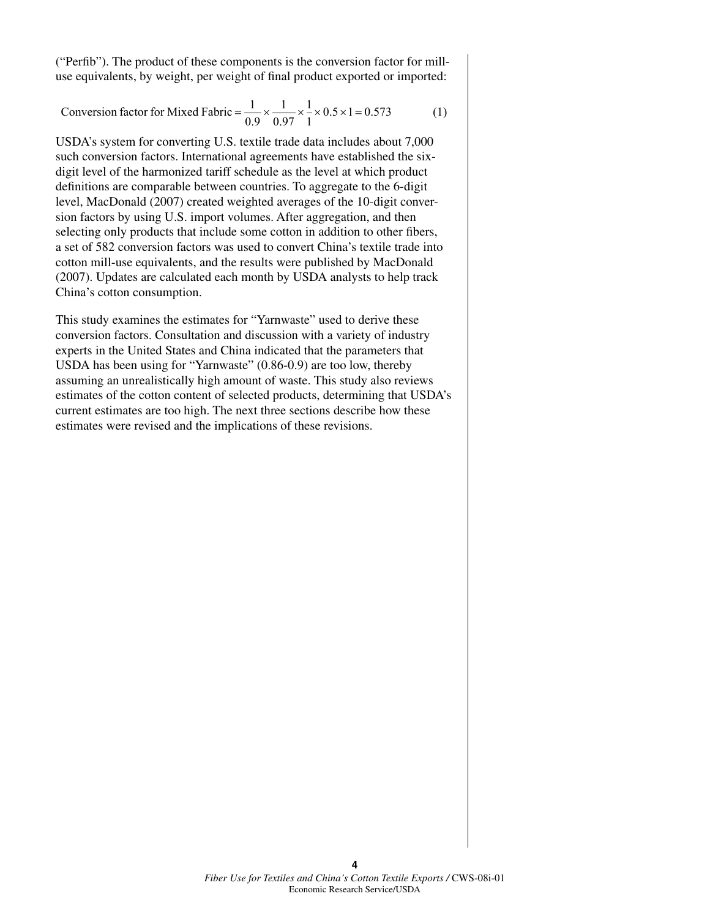("Perfib"). The product of these components is the conversion factor for mill-use equivalents, by weight, per weight of final product exported or imported:

$$\text{Conversion factor for Mixed Fabric} = \frac{1}{0.9} \times \frac{1}{0.97} \times \frac{1}{1} \times 0.5 \times 1 = 0.573 \qquad (1)$$

USDA's system for converting U.S. textile trade data includes about 7,000 such conversion factors. International agreements have established the six-digit level of the harmonized tariff schedule as the level at which product definitions are comparable between countries. To aggregate to the 6-digit level, MacDonald (2007) created weighted averages of the 10-digit conversion factors by using U.S. import volumes. After aggregation, and then selecting only products that include some cotton in addition to other fibers, a set of 582 conversion factors was used to convert China's textile trade into cotton mill-use equivalents, and the results were published by MacDonald (2007). Updates are calculated each month by USDA analysts to help track China's cotton consumption.

This study examines the estimates for "Yarnwaste" used to derive these conversion factors. Consultation and discussion with a variety of industry experts in the United States and China indicated that the parameters that USDA has been using for "Yarnwaste" (0.86-0.9) are too low, thereby assuming an unrealistically high amount of waste. This study also reviews estimates of the cotton content of selected products, determining that USDA's current estimates are too high. The next three sections describe how these estimates were revised and the implications of these revisions.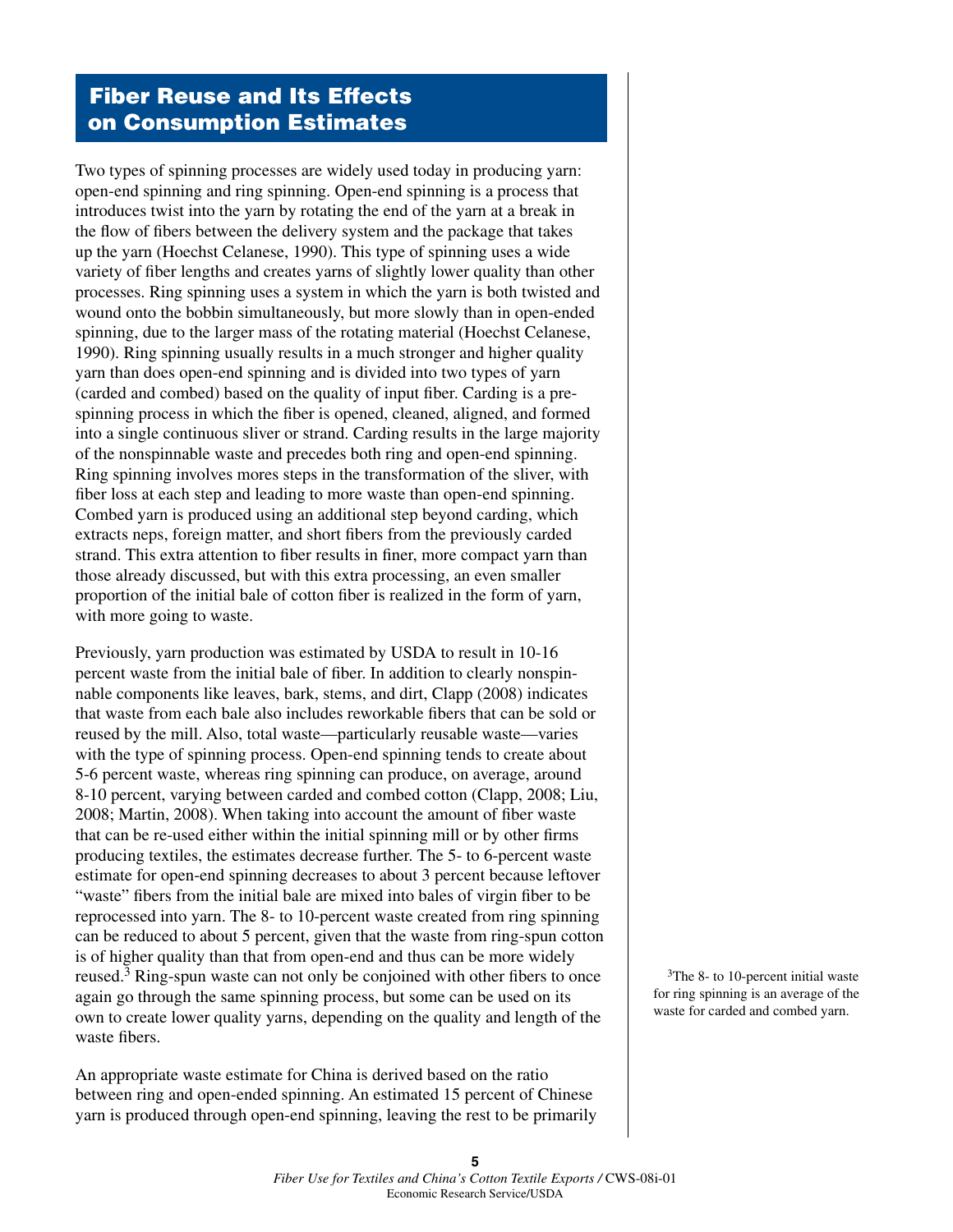## Fiber Reuse and Its Effects on Consumption Estimates

Two types of spinning processes are widely used today in producing yarn: open-end spinning and ring spinning. Open-end spinning is a process that introduces twist into the yarn by rotating the end of the yarn at a break in the flow of fibers between the delivery system and the package that takes up the yarn (Hoechst Celanese, 1990). This type of spinning uses a wide variety of fiber lengths and creates yarns of slightly lower quality than other processes. Ring spinning uses a system in which the yarn is both twisted and wound onto the bobbin simultaneously, but more slowly than in open-ended spinning, due to the larger mass of the rotating material (Hoechst Celanese, 1990). Ring spinning usually results in a much stronger and higher quality yarn than does open-end spinning and is divided into two types of yarn (carded and combed) based on the quality of input fiber. Carding is a pre-spinning process in which the fiber is opened, cleaned, aligned, and formed into a single continuous sliver or strand. Carding results in the large majority of the nonspinnable waste and precedes both ring and open-end spinning. Ring spinning involves mores steps in the transformation of the sliver, with fiber loss at each step and leading to more waste than open-end spinning. Combed yarn is produced using an additional step beyond carding, which extracts neps, foreign matter, and short fibers from the previously carded strand. This extra attention to fiber results in finer, more compact yarn than those already discussed, but with this extra processing, an even smaller proportion of the initial bale of cotton fiber is realized in the form of yarn, with more going to waste.

Previously, yarn production was estimated by USDA to result in 10-16 percent waste from the initial bale of fiber. In addition to clearly nonspinnable components like leaves, bark, stems, and dirt, Clapp (2008) indicates that waste from each bale also includes reworkable fibers that can be sold or reused by the mill. Also, total waste—particularly reusable waste—varies with the type of spinning process. Open-end spinning tends to create about 5-6 percent waste, whereas ring spinning can produce, on average, around 8-10 percent, varying between carded and combed cotton (Clapp, 2008; Liu, 2008; Martin, 2008). When taking into account the amount of fiber waste that can be re-used either within the initial spinning mill or by other firms producing textiles, the estimates decrease further. The 5- to 6-percent waste estimate for open-end spinning decreases to about 3 percent because leftover "waste" fibers from the initial bale are mixed into bales of virgin fiber to be reprocessed into yarn. The 8- to 10-percent waste created from ring spinning can be reduced to about 5 percent, given that the waste from ring-spun cotton is of higher quality than that from open-end and thus can be more widely reused.[3] Ring-spun waste can not only be conjoined with other fibers to once again go through the same spinning process, but some can be used on its own to create lower quality yarns, depending on the quality and length of the waste fibers.

An appropriate waste estimate for China is derived based on the ratio between ring and open-ended spinning. An estimated 15 percent of Chinese yarn is produced through open-end spinning, leaving the rest to be primarily

[3]The 8- to 10-percent initial waste for ring spinning is an average of the waste for carded and combed yarn.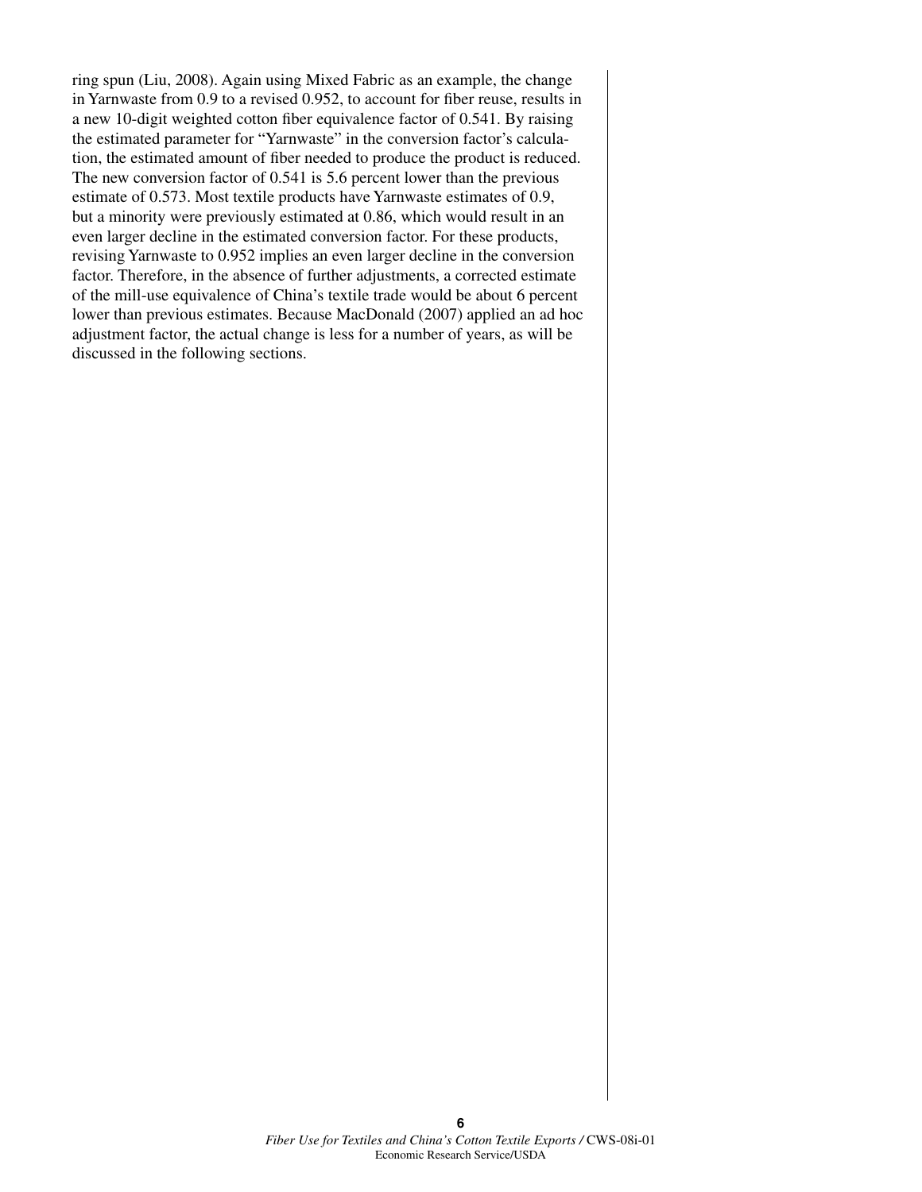ring spun (Liu, 2008). Again using Mixed Fabric as an example, the change in Yarnwaste from 0.9 to a revised 0.952, to account for fiber reuse, results in a new 10-digit weighted cotton fiber equivalence factor of 0.541. By raising the estimated parameter for "Yarnwaste" in the conversion factor's calculation, the estimated amount of fiber needed to produce the product is reduced. The new conversion factor of 0.541 is 5.6 percent lower than the previous estimate of 0.573. Most textile products have Yarnwaste estimates of 0.9, but a minority were previously estimated at 0.86, which would result in an even larger decline in the estimated conversion factor. For these products, revising Yarnwaste to 0.952 implies an even larger decline in the conversion factor. Therefore, in the absence of further adjustments, a corrected estimate of the mill-use equivalence of China's textile trade would be about 6 percent lower than previous estimates. Because MacDonald (2007) applied an ad hoc adjustment factor, the actual change is less for a number of years, as will be discussed in the following sections.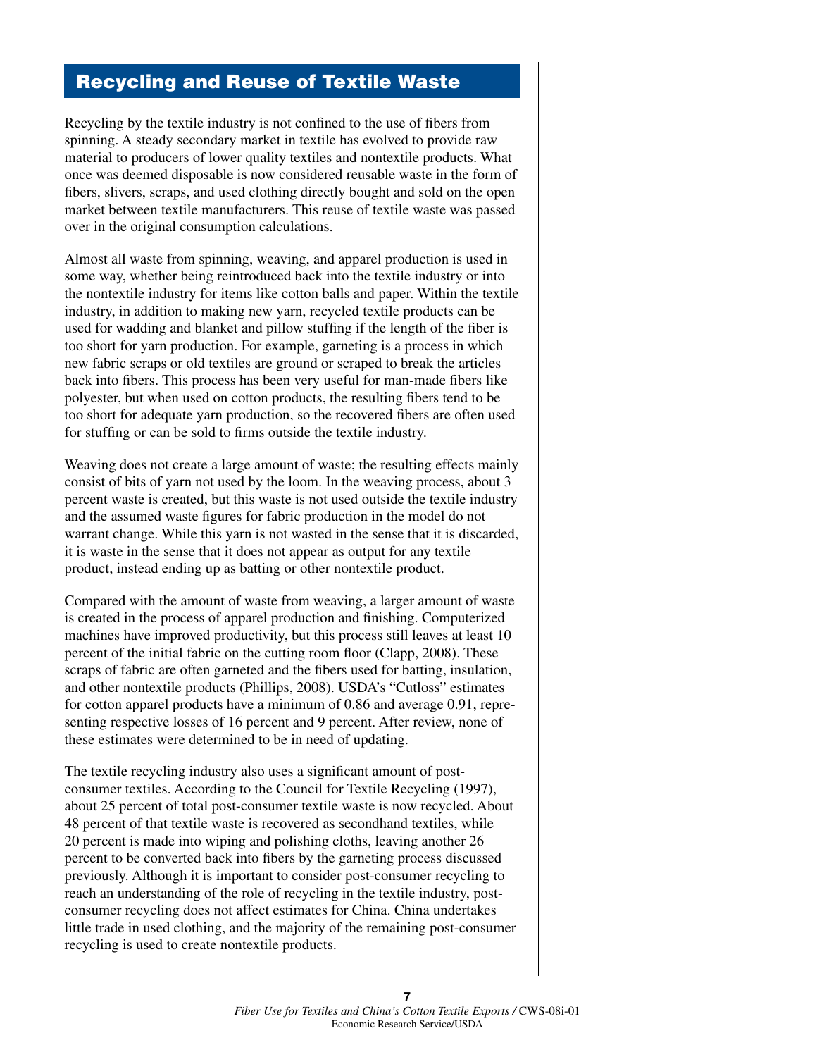## Recycling and Reuse of Textile Waste

Recycling by the textile industry is not confined to the use of fibers from spinning. A steady secondary market in textile has evolved to provide raw material to producers of lower quality textiles and nontextile products. What once was deemed disposable is now considered reusable waste in the form of fibers, slivers, scraps, and used clothing directly bought and sold on the open market between textile manufacturers. This reuse of textile waste was passed over in the original consumption calculations.

Almost all waste from spinning, weaving, and apparel production is used in some way, whether being reintroduced back into the textile industry or into the nontextile industry for items like cotton balls and paper. Within the textile industry, in addition to making new yarn, recycled textile products can be used for wadding and blanket and pillow stuffing if the length of the fiber is too short for yarn production. For example, garneting is a process in which new fabric scraps or old textiles are ground or scraped to break the articles back into fibers. This process has been very useful for man-made fibers like polyester, but when used on cotton products, the resulting fibers tend to be too short for adequate yarn production, so the recovered fibers are often used for stuffing or can be sold to firms outside the textile industry.

Weaving does not create a large amount of waste; the resulting effects mainly consist of bits of yarn not used by the loom. In the weaving process, about 3 percent waste is created, but this waste is not used outside the textile industry and the assumed waste figures for fabric production in the model do not warrant change. While this yarn is not wasted in the sense that it is discarded, it is waste in the sense that it does not appear as output for any textile product, instead ending up as batting or other nontextile product.

Compared with the amount of waste from weaving, a larger amount of waste is created in the process of apparel production and finishing. Computerized machines have improved productivity, but this process still leaves at least 10 percent of the initial fabric on the cutting room floor (Clapp, 2008). These scraps of fabric are often garneted and the fibers used for batting, insulation, and other nontextile products (Phillips, 2008). USDA's "Cutloss" estimates for cotton apparel products have a minimum of 0.86 and average 0.91, representing respective losses of 16 percent and 9 percent. After review, none of these estimates were determined to be in need of updating.

The textile recycling industry also uses a significant amount of post-consumer textiles. According to the Council for Textile Recycling (1997), about 25 percent of total post-consumer textile waste is now recycled. About 48 percent of that textile waste is recovered as secondhand textiles, while 20 percent is made into wiping and polishing cloths, leaving another 26 percent to be converted back into fibers by the garneting process discussed previously. Although it is important to consider post-consumer recycling to reach an understanding of the role of recycling in the textile industry, post-consumer recycling does not affect estimates for China. China undertakes little trade in used clothing, and the majority of the remaining post-consumer recycling is used to create nontextile products.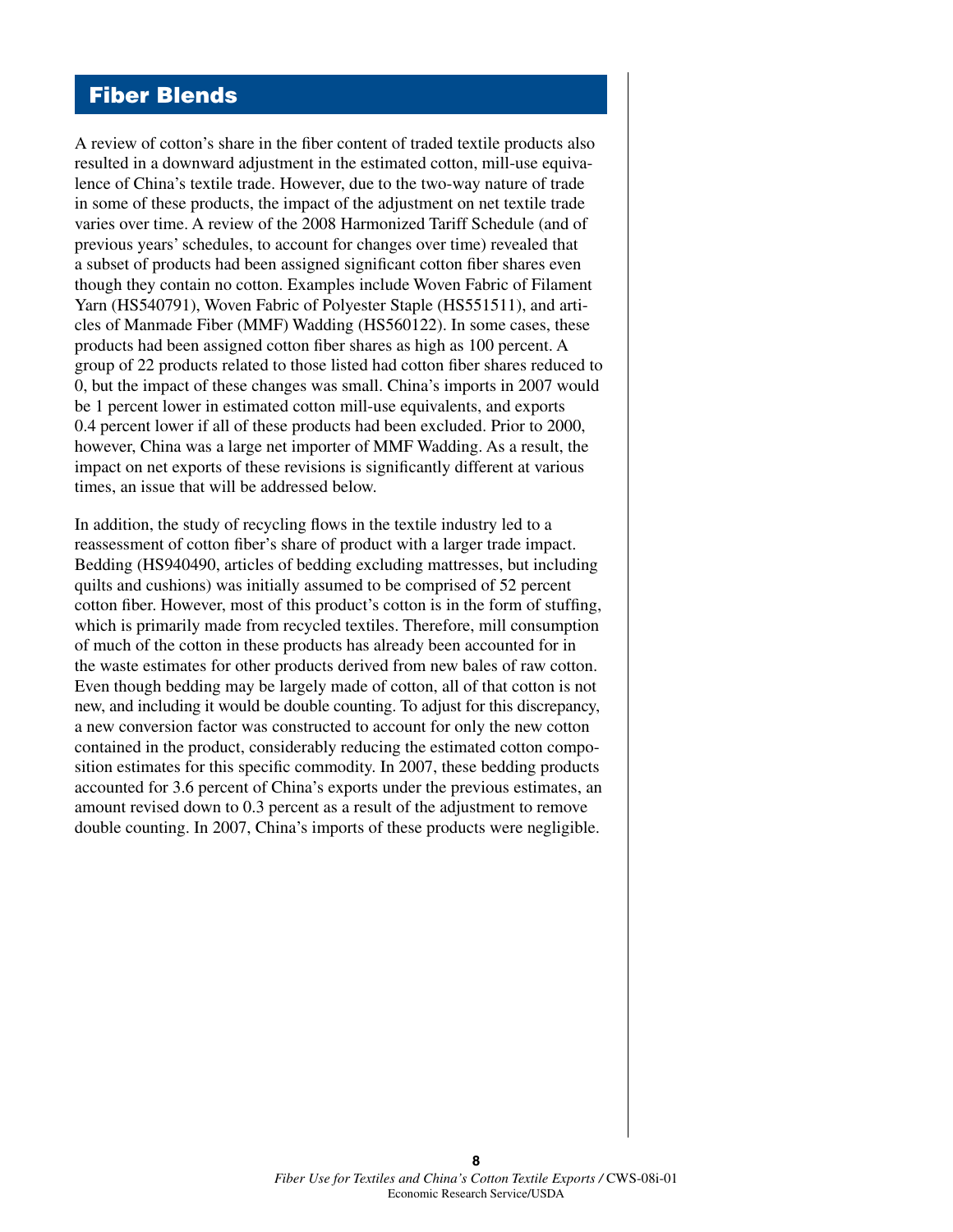## Fiber Blends

A review of cotton's share in the fiber content of traded textile products also resulted in a downward adjustment in the estimated cotton, mill-use equivalence of China's textile trade. However, due to the two-way nature of trade in some of these products, the impact of the adjustment on net textile trade varies over time. A review of the 2008 Harmonized Tariff Schedule (and of previous years' schedules, to account for changes over time) revealed that a subset of products had been assigned significant cotton fiber shares even though they contain no cotton. Examples include Woven Fabric of Filament Yarn (HS540791), Woven Fabric of Polyester Staple (HS551511), and articles of Manmade Fiber (MMF) Wadding (HS560122). In some cases, these products had been assigned cotton fiber shares as high as 100 percent. A group of 22 products related to those listed had cotton fiber shares reduced to 0, but the impact of these changes was small. China's imports in 2007 would be 1 percent lower in estimated cotton mill-use equivalents, and exports 0.4 percent lower if all of these products had been excluded. Prior to 2000, however, China was a large net importer of MMF Wadding. As a result, the impact on net exports of these revisions is significantly different at various times, an issue that will be addressed below.

In addition, the study of recycling flows in the textile industry led to a reassessment of cotton fiber's share of product with a larger trade impact. Bedding (HS940490, articles of bedding excluding mattresses, but including quilts and cushions) was initially assumed to be comprised of 52 percent cotton fiber. However, most of this product's cotton is in the form of stuffing, which is primarily made from recycled textiles. Therefore, mill consumption of much of the cotton in these products has already been accounted for in the waste estimates for other products derived from new bales of raw cotton. Even though bedding may be largely made of cotton, all of that cotton is not new, and including it would be double counting. To adjust for this discrepancy, a new conversion factor was constructed to account for only the new cotton contained in the product, considerably reducing the estimated cotton composition estimates for this specific commodity. In 2007, these bedding products accounted for 3.6 percent of China's exports under the previous estimates, an amount revised down to 0.3 percent as a result of the adjustment to remove double counting. In 2007, China's imports of these products were negligible.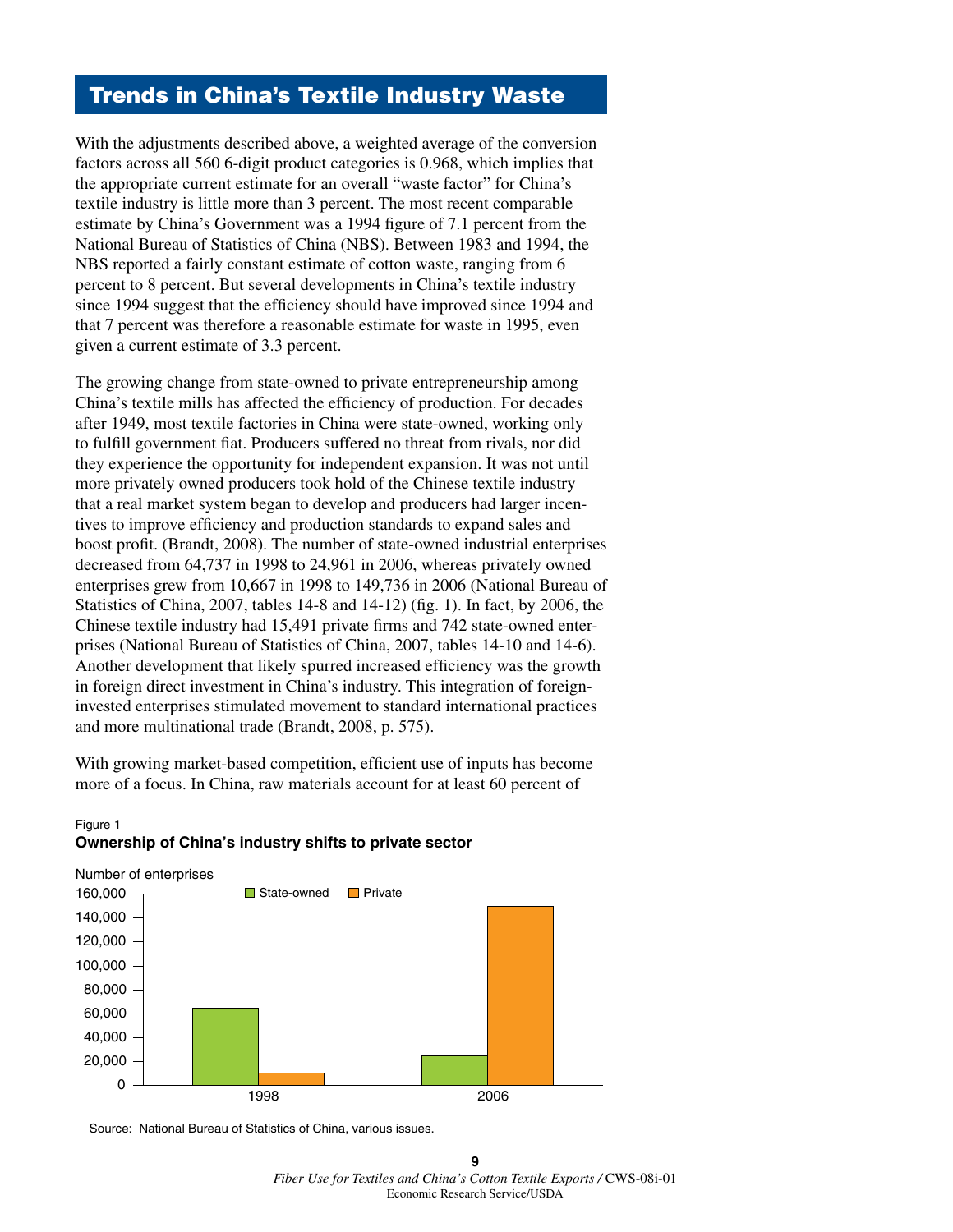## Trends in China's Textile Industry Waste

With the adjustments described above, a weighted average of the conversion factors across all 560 6-digit product categories is 0.968, which implies that the appropriate current estimate for an overall "waste factor" for China's textile industry is little more than 3 percent. The most recent comparable estimate by China's Government was a 1994 figure of 7.1 percent from the National Bureau of Statistics of China (NBS). Between 1983 and 1994, the NBS reported a fairly constant estimate of cotton waste, ranging from 6 percent to 8 percent. But several developments in China's textile industry since 1994 suggest that the efficiency should have improved since 1994 and that 7 percent was therefore a reasonable estimate for waste in 1995, even given a current estimate of 3.3 percent.

The growing change from state-owned to private entrepreneurship among China's textile mills has affected the efficiency of production. For decades after 1949, most textile factories in China were state-owned, working only to fulfill government fiat. Producers suffered no threat from rivals, nor did they experience the opportunity for independent expansion. It was not until more privately owned producers took hold of the Chinese textile industry that a real market system began to develop and producers had larger incentives to improve efficiency and production standards to expand sales and boost profit. (Brandt, 2008). The number of state-owned industrial enterprises decreased from 64,737 in 1998 to 24,961 in 2006, whereas privately owned enterprises grew from 10,667 in 1998 to 149,736 in 2006 (National Bureau of Statistics of China, 2007, tables 14-8 and 14-12) (fig. 1). In fact, by 2006, the Chinese textile industry had 15,491 private firms and 742 state-owned enterprises (National Bureau of Statistics of China, 2007, tables 14-10 and 14-6). Another development that likely spurred increased efficiency was the growth in foreign direct investment in China's industry. This integration of foreign-invested enterprises stimulated movement to standard international practices and more multinational trade (Brandt, 2008, p. 575).

With growing market-based competition, efficient use of inputs has become more of a focus. In China, raw materials account for at least 60 percent of

Figure 1

**Ownership of China's industry shifts to private sector**

Number of enterprises

| Year | State-owned | Private |
|---|---|---|
| 1998 | 64,737 | 10,667 |
| 2006 | 24,961 | 149,736 |

Source: National Bureau of Statistics of China, various issues.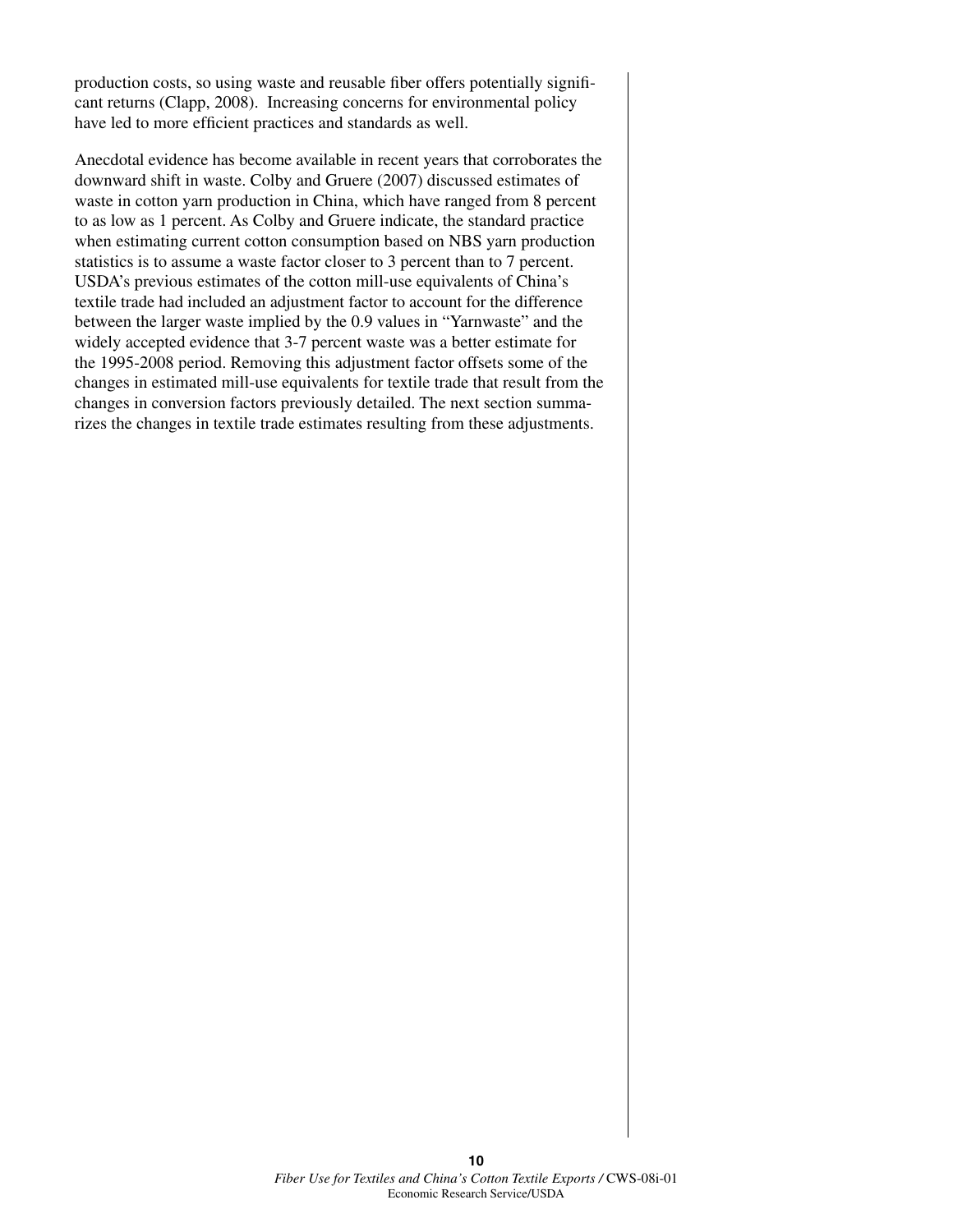production costs, so using waste and reusable fiber offers potentially significant returns (Clapp, 2008). Increasing concerns for environmental policy have led to more efficient practices and standards as well.

Anecdotal evidence has become available in recent years that corroborates the downward shift in waste. Colby and Gruere (2007) discussed estimates of waste in cotton yarn production in China, which have ranged from 8 percent to as low as 1 percent. As Colby and Gruere indicate, the standard practice when estimating current cotton consumption based on NBS yarn production statistics is to assume a waste factor closer to 3 percent than to 7 percent. USDA's previous estimates of the cotton mill-use equivalents of China's textile trade had included an adjustment factor to account for the difference between the larger waste implied by the 0.9 values in "Yarnwaste" and the widely accepted evidence that 3-7 percent waste was a better estimate for the 1995-2008 period. Removing this adjustment factor offsets some of the changes in estimated mill-use equivalents for textile trade that result from the changes in conversion factors previously detailed. The next section summarizes the changes in textile trade estimates resulting from these adjustments.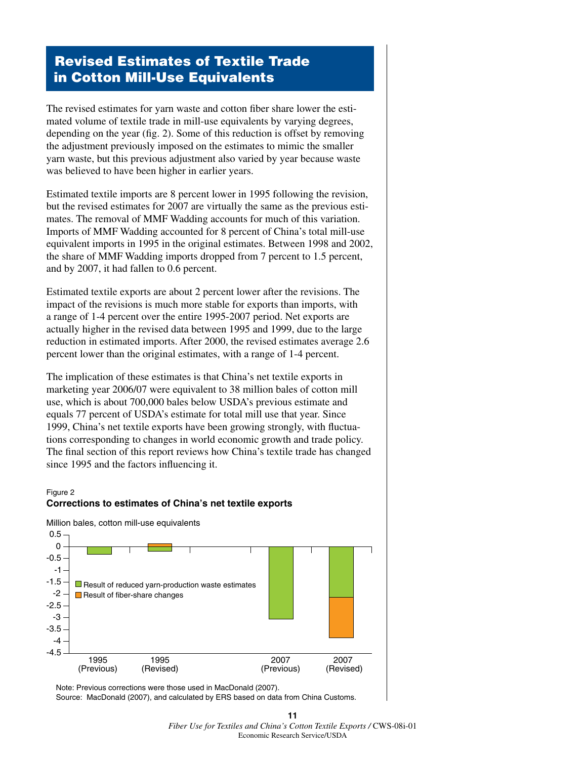## Revised Estimates of Textile Trade in Cotton Mill-Use Equivalents

The revised estimates for yarn waste and cotton fiber share lower the estimated volume of textile trade in mill-use equivalents by varying degrees, depending on the year (fig. 2). Some of this reduction is offset by removing the adjustment previously imposed on the estimates to mimic the smaller yarn waste, but this previous adjustment also varied by year because waste was believed to have been higher in earlier years.

Estimated textile imports are 8 percent lower in 1995 following the revision, but the revised estimates for 2007 are virtually the same as the previous estimates. The removal of MMF Wadding accounts for much of this variation. Imports of MMF Wadding accounted for 8 percent of China's total mill-use equivalent imports in 1995 in the original estimates. Between 1998 and 2002, the share of MMF Wadding imports dropped from 7 percent to 1.5 percent, and by 2007, it had fallen to 0.6 percent.

Estimated textile exports are about 2 percent lower after the revisions. The impact of the revisions is much more stable for exports than imports, with a range of 1-4 percent over the entire 1995-2007 period. Net exports are actually higher in the revised data between 1995 and 1999, due to the large reduction in estimated imports. After 2000, the revised estimates average 2.6 percent lower than the original estimates, with a range of 1-4 percent.

The implication of these estimates is that China's net textile exports in marketing year 2006/07 were equivalent to 38 million bales of cotton mill use, which is about 700,000 bales below USDA's previous estimate and equals 77 percent of USDA's estimate for total mill use that year. Since 1999, China's net textile exports have been growing strongly, with fluctuations corresponding to changes in world economic growth and trade policy. The final section of this report reviews how China's textile trade has changed since 1995 and the factors influencing it.

Figure 2

**Corrections to estimates of China's net textile exports**

Million bales, cotton mill-use equivalents

Legend: Result of reduced yarn-production waste estimates; Result of fiber-share changes

Categories: 1995 (Previous), 1995 (Revised), 2007 (Previous), 2007 (Revised)

Note: Previous corrections were those used in MacDonald (2007).

Source: MacDonald (2007), and calculated by ERS based on data from China Customs.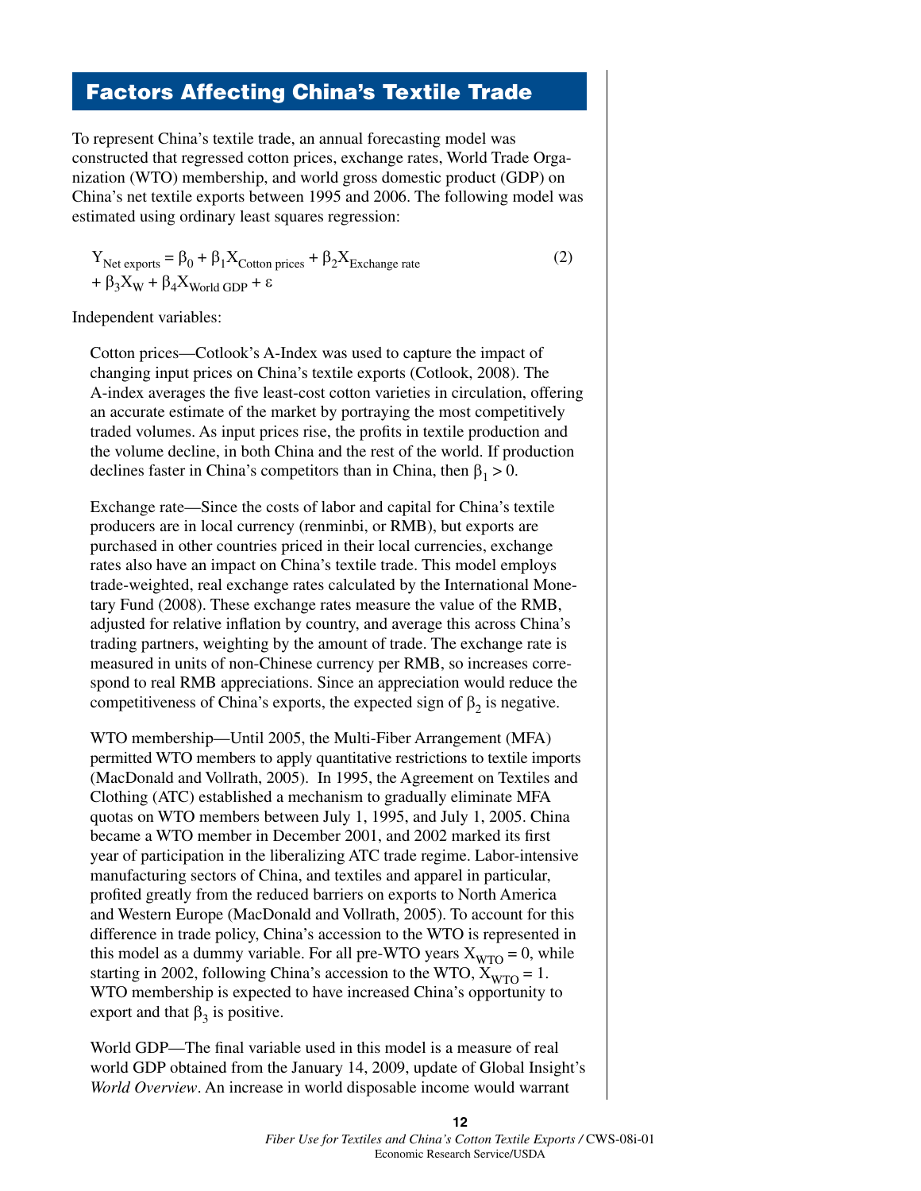## Factors Affecting China's Textile Trade

To represent China's textile trade, an annual forecasting model was constructed that regressed cotton prices, exchange rates, World Trade Organization (WTO) membership, and world gross domestic product (GDP) on China's net textile exports between 1995 and 2006. The following model was estimated using ordinary least squares regression:

$$Y_{\text{Net exports}} = \beta_0 + \beta_1 X_{\text{Cotton prices}} + \beta_2 X_{\text{Exchange rate}} + \beta_3 X_W + \beta_4 X_{\text{World GDP}} + \varepsilon \tag{2}$$

Independent variables:

Cotton prices—Cotlook's A-Index was used to capture the impact of changing input prices on China's textile exports (Cotlook, 2008). The A-index averages the five least-cost cotton varieties in circulation, offering an accurate estimate of the market by portraying the most competitively traded volumes. As input prices rise, the profits in textile production and the volume decline, in both China and the rest of the world. If production declines faster in China's competitors than in China, then $\beta_1 > 0$.

Exchange rate—Since the costs of labor and capital for China's textile producers are in local currency (renminbi, or RMB), but exports are purchased in other countries priced in their local currencies, exchange rates also have an impact on China's textile trade. This model employs trade-weighted, real exchange rates calculated by the International Monetary Fund (2008). These exchange rates measure the value of the RMB, adjusted for relative inflation by country, and average this across China's trading partners, weighting by the amount of trade. The exchange rate is measured in units of non-Chinese currency per RMB, so increases correspond to real RMB appreciations. Since an appreciation would reduce the competitiveness of China's exports, the expected sign of $\beta_2$ is negative.

WTO membership—Until 2005, the Multi-Fiber Arrangement (MFA) permitted WTO members to apply quantitative restrictions to textile imports (MacDonald and Vollrath, 2005). In 1995, the Agreement on Textiles and Clothing (ATC) established a mechanism to gradually eliminate MFA quotas on WTO members between July 1, 1995, and July 1, 2005. China became a WTO member in December 2001, and 2002 marked its first year of participation in the liberalizing ATC trade regime. Labor-intensive manufacturing sectors of China, and textiles and apparel in particular, profited greatly from the reduced barriers on exports to North America and Western Europe (MacDonald and Vollrath, 2005). To account for this difference in trade policy, China's accession to the WTO is represented in this model as a dummy variable. For all pre-WTO years $X_{WTO} = 0$, while starting in 2002, following China's accession to the WTO, $X_{WTO} = 1$. WTO membership is expected to have increased China's opportunity to export and that $\beta_3$ is positive.

World GDP—The final variable used in this model is a measure of real world GDP obtained from the January 14, 2009, update of Global Insight's *World Overview*. An increase in world disposable income would warrant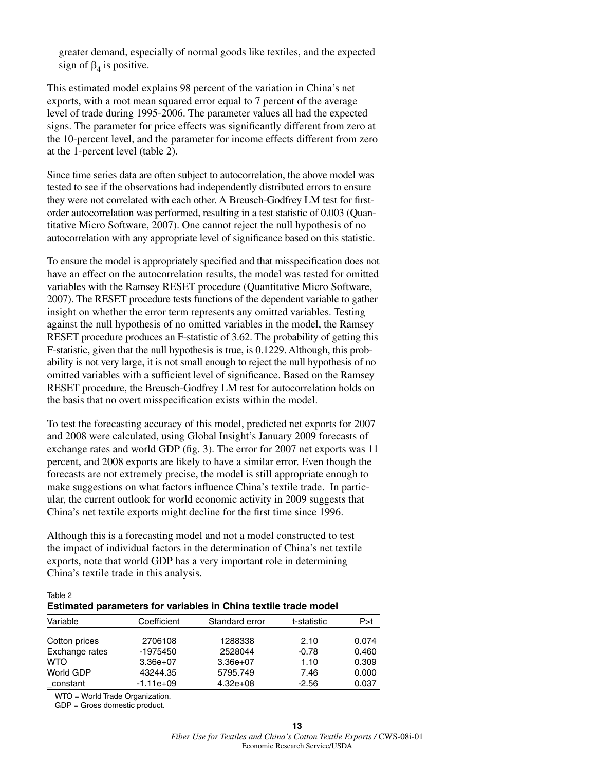greater demand, especially of normal goods like textiles, and the expected sign of $\beta_4$ is positive.

This estimated model explains 98 percent of the variation in China's net exports, with a root mean squared error equal to 7 percent of the average level of trade during 1995-2006. The parameter values all had the expected signs. The parameter for price effects was significantly different from zero at the 10-percent level, and the parameter for income effects different from zero at the 1-percent level (table 2).

Since time series data are often subject to autocorrelation, the above model was tested to see if the observations had independently distributed errors to ensure they were not correlated with each other. A Breusch-Godfrey LM test for first-order autocorrelation was performed, resulting in a test statistic of 0.003 (Quantitative Micro Software, 2007). One cannot reject the null hypothesis of no autocorrelation with any appropriate level of significance based on this statistic.

To ensure the model is appropriately specified and that misspecification does not have an effect on the autocorrelation results, the model was tested for omitted variables with the Ramsey RESET procedure (Quantitative Micro Software, 2007). The RESET procedure tests functions of the dependent variable to gather insight on whether the error term represents any omitted variables. Testing against the null hypothesis of no omitted variables in the model, the Ramsey RESET procedure produces an F-statistic of 3.62. The probability of getting this F-statistic, given that the null hypothesis is true, is 0.1229. Although, this probability is not very large, it is not small enough to reject the null hypothesis of no omitted variables with a sufficient level of significance. Based on the Ramsey RESET procedure, the Breusch-Godfrey LM test for autocorrelation holds on the basis that no overt misspecification exists within the model.

To test the forecasting accuracy of this model, predicted net exports for 2007 and 2008 were calculated, using Global Insight's January 2009 forecasts of exchange rates and world GDP (fig. 3). The error for 2007 net exports was 11 percent, and 2008 exports are likely to have a similar error. Even though the forecasts are not extremely precise, the model is still appropriate enough to make suggestions on what factors influence China's textile trade. In particular, the current outlook for world economic activity in 2009 suggests that China's net textile exports might decline for the first time since 1996.

Although this is a forecasting model and not a model constructed to test the impact of individual factors in the determination of China's net textile exports, note that world GDP has a very important role in determining China's textile trade in this analysis.

Table 2

**Estimated parameters for variables in China textile trade model**

| Variable | Coefficient | Standard error | t-statistic | P>t |
|---|---|---|---|---|
| Cotton prices | 2706108 | 1288338 | 2.10 | 0.074 |
| Exchange rates | -1975450 | 2528044 | -0.78 | 0.460 |
| WTO | 3.36e+07 | 3.36e+07 | 1.10 | 0.309 |
| World GDP | 43244.35 | 5795.749 | 7.46 | 0.000 |
| _constant | -1.11e+09 | 4.32e+08 | -2.56 | 0.037 |

WTO = World Trade Organization.
GDP = Gross domestic product.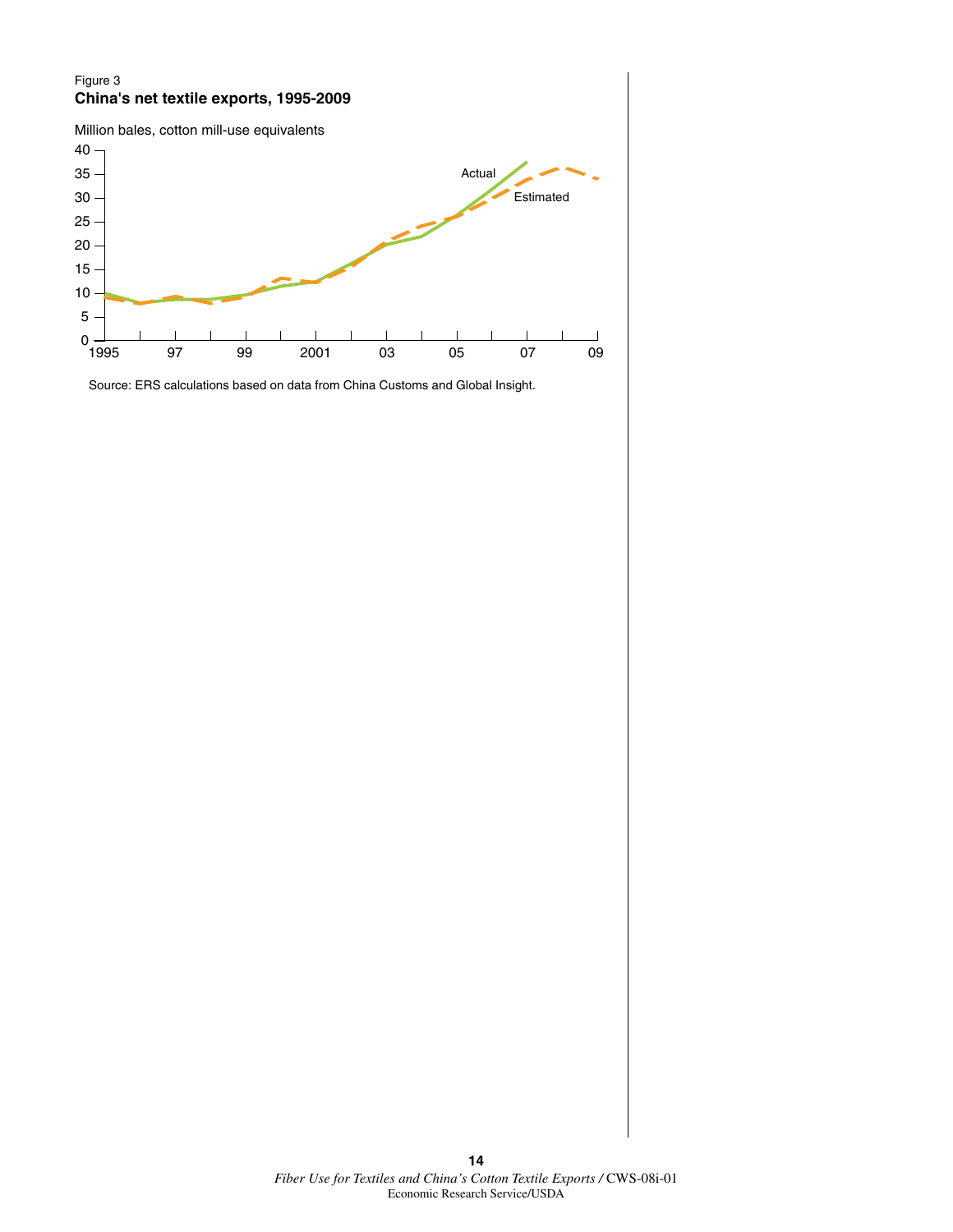Figure 3

**China's net textile exports, 1995-2009**

Million bales, cotton mill-use equivalents

Source: ERS calculations based on data from China Customs and Global Insight.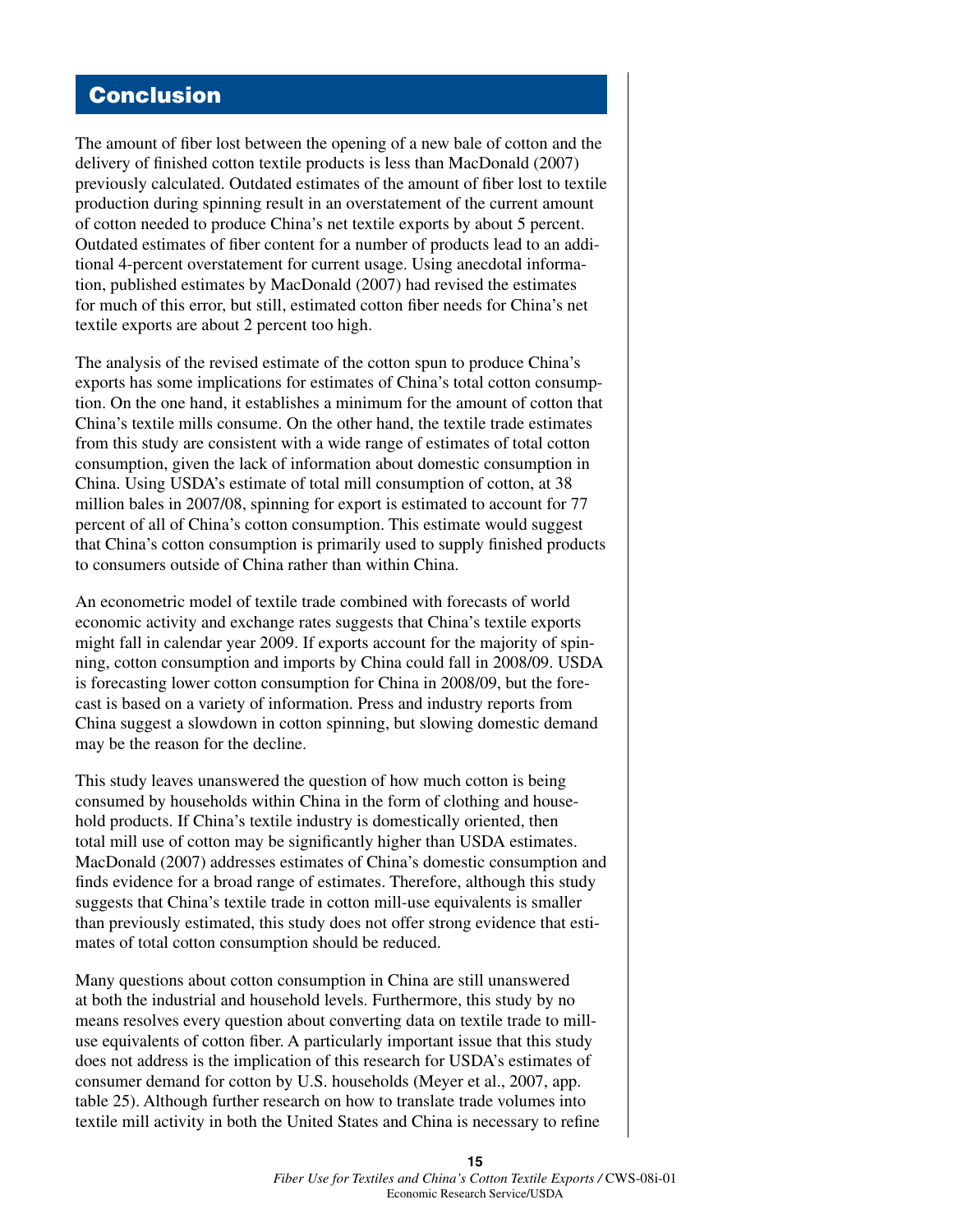## Conclusion

The amount of fiber lost between the opening of a new bale of cotton and the delivery of finished cotton textile products is less than MacDonald (2007) previously calculated. Outdated estimates of the amount of fiber lost to textile production during spinning result in an overstatement of the current amount of cotton needed to produce China's net textile exports by about 5 percent. Outdated estimates of fiber content for a number of products lead to an additional 4-percent overstatement for current usage. Using anecdotal information, published estimates by MacDonald (2007) had revised the estimates for much of this error, but still, estimated cotton fiber needs for China's net textile exports are about 2 percent too high.

The analysis of the revised estimate of the cotton spun to produce China's exports has some implications for estimates of China's total cotton consumption. On the one hand, it establishes a minimum for the amount of cotton that China's textile mills consume. On the other hand, the textile trade estimates from this study are consistent with a wide range of estimates of total cotton consumption, given the lack of information about domestic consumption in China. Using USDA's estimate of total mill consumption of cotton, at 38 million bales in 2007/08, spinning for export is estimated to account for 77 percent of all of China's cotton consumption. This estimate would suggest that China's cotton consumption is primarily used to supply finished products to consumers outside of China rather than within China.

An econometric model of textile trade combined with forecasts of world economic activity and exchange rates suggests that China's textile exports might fall in calendar year 2009. If exports account for the majority of spinning, cotton consumption and imports by China could fall in 2008/09. USDA is forecasting lower cotton consumption for China in 2008/09, but the forecast is based on a variety of information. Press and industry reports from China suggest a slowdown in cotton spinning, but slowing domestic demand may be the reason for the decline.

This study leaves unanswered the question of how much cotton is being consumed by households within China in the form of clothing and household products. If China's textile industry is domestically oriented, then total mill use of cotton may be significantly higher than USDA estimates. MacDonald (2007) addresses estimates of China's domestic consumption and finds evidence for a broad range of estimates. Therefore, although this study suggests that China's textile trade in cotton mill-use equivalents is smaller than previously estimated, this study does not offer strong evidence that estimates of total cotton consumption should be reduced.

Many questions about cotton consumption in China are still unanswered at both the industrial and household levels. Furthermore, this study by no means resolves every question about converting data on textile trade to mill-use equivalents of cotton fiber. A particularly important issue that this study does not address is the implication of this research for USDA's estimates of consumer demand for cotton by U.S. households (Meyer et al., 2007, app. table 25). Although further research on how to translate trade volumes into textile mill activity in both the United States and China is necessary to refine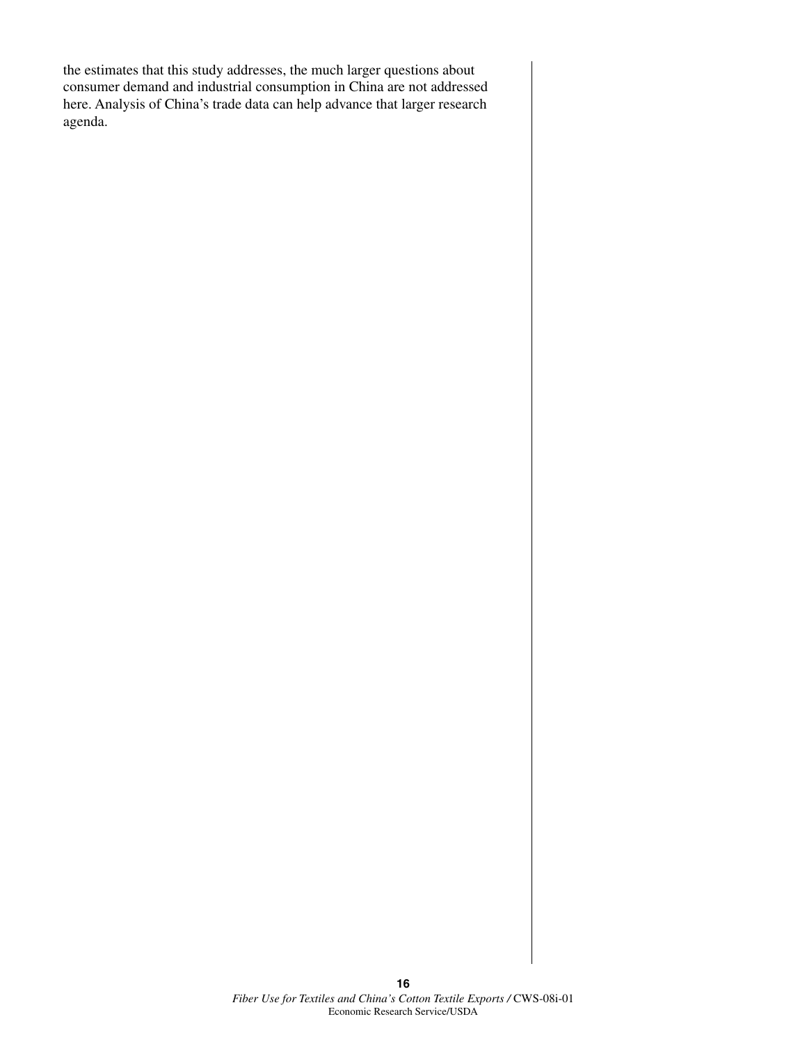the estimates that this study addresses, the much larger questions about consumer demand and industrial consumption in China are not addressed here. Analysis of China's trade data can help advance that larger research agenda.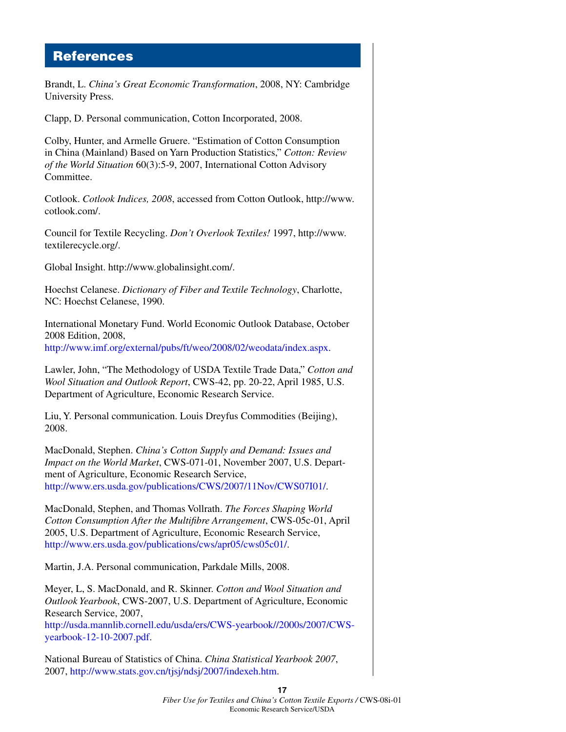## References

Brandt, L. *China's Great Economic Transformation*, 2008, NY: Cambridge University Press.

Clapp, D. Personal communication, Cotton Incorporated, 2008.

Colby, Hunter, and Armelle Gruere. "Estimation of Cotton Consumption in China (Mainland) Based on Yarn Production Statistics," *Cotton: Review of the World Situation* 60(3):5-9, 2007, International Cotton Advisory Committee.

Cotlook. *Cotlook Indices, 2008*, accessed from Cotton Outlook, http://www.cotlook.com/.

Council for Textile Recycling. *Don't Overlook Textiles!* 1997, http://www.textilerecycle.org/.

Global Insight. http://www.globalinsight.com/.

Hoechst Celanese. *Dictionary of Fiber and Textile Technology*, Charlotte, NC: Hoechst Celanese, 1990.

International Monetary Fund. World Economic Outlook Database, October 2008 Edition, 2008, http://www.imf.org/external/pubs/ft/weo/2008/02/weodata/index.aspx.

Lawler, John, "The Methodology of USDA Textile Trade Data," *Cotton and Wool Situation and Outlook Report*, CWS-42, pp. 20-22, April 1985, U.S. Department of Agriculture, Economic Research Service.

Liu, Y. Personal communication. Louis Dreyfus Commodities (Beijing), 2008.

MacDonald, Stephen. *China's Cotton Supply and Demand: Issues and Impact on the World Market*, CWS-071-01, November 2007, U.S. Department of Agriculture, Economic Research Service, http://www.ers.usda.gov/publications/CWS/2007/11Nov/CWS07I01/.

MacDonald, Stephen, and Thomas Vollrath. *The Forces Shaping World Cotton Consumption After the Multifibre Arrangement*, CWS-05c-01, April 2005, U.S. Department of Agriculture, Economic Research Service, http://www.ers.usda.gov/publications/cws/apr05/cws05c01/.

Martin, J.A. Personal communication, Parkdale Mills, 2008.

Meyer, L, S. MacDonald, and R. Skinner. *Cotton and Wool Situation and Outlook Yearbook*, CWS-2007, U.S. Department of Agriculture, Economic Research Service, 2007, http://usda.mannlib.cornell.edu/usda/ers/CWS-yearbook//2000s/2007/CWS-yearbook-12-10-2007.pdf.

National Bureau of Statistics of China. *China Statistical Yearbook 2007*, 2007, http://www.stats.gov.cn/tjsj/ndsj/2007/indexeh.htm.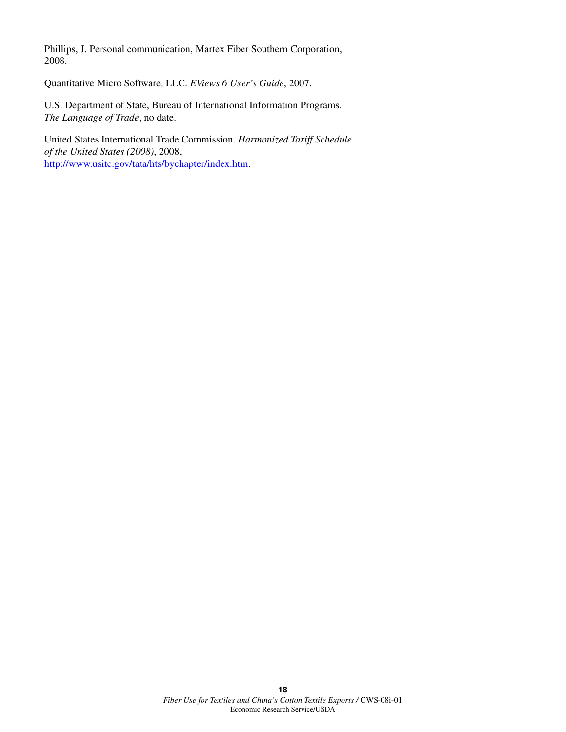Phillips, J. Personal communication, Martex Fiber Southern Corporation, 2008.

Quantitative Micro Software, LLC. *EViews 6 User's Guide*, 2007.

U.S. Department of State, Bureau of International Information Programs. *The Language of Trade*, no date.

United States International Trade Commission. *Harmonized Tariff Schedule of the United States (2008)*, 2008, http://www.usitc.gov/tata/hts/bychapter/index.htm.